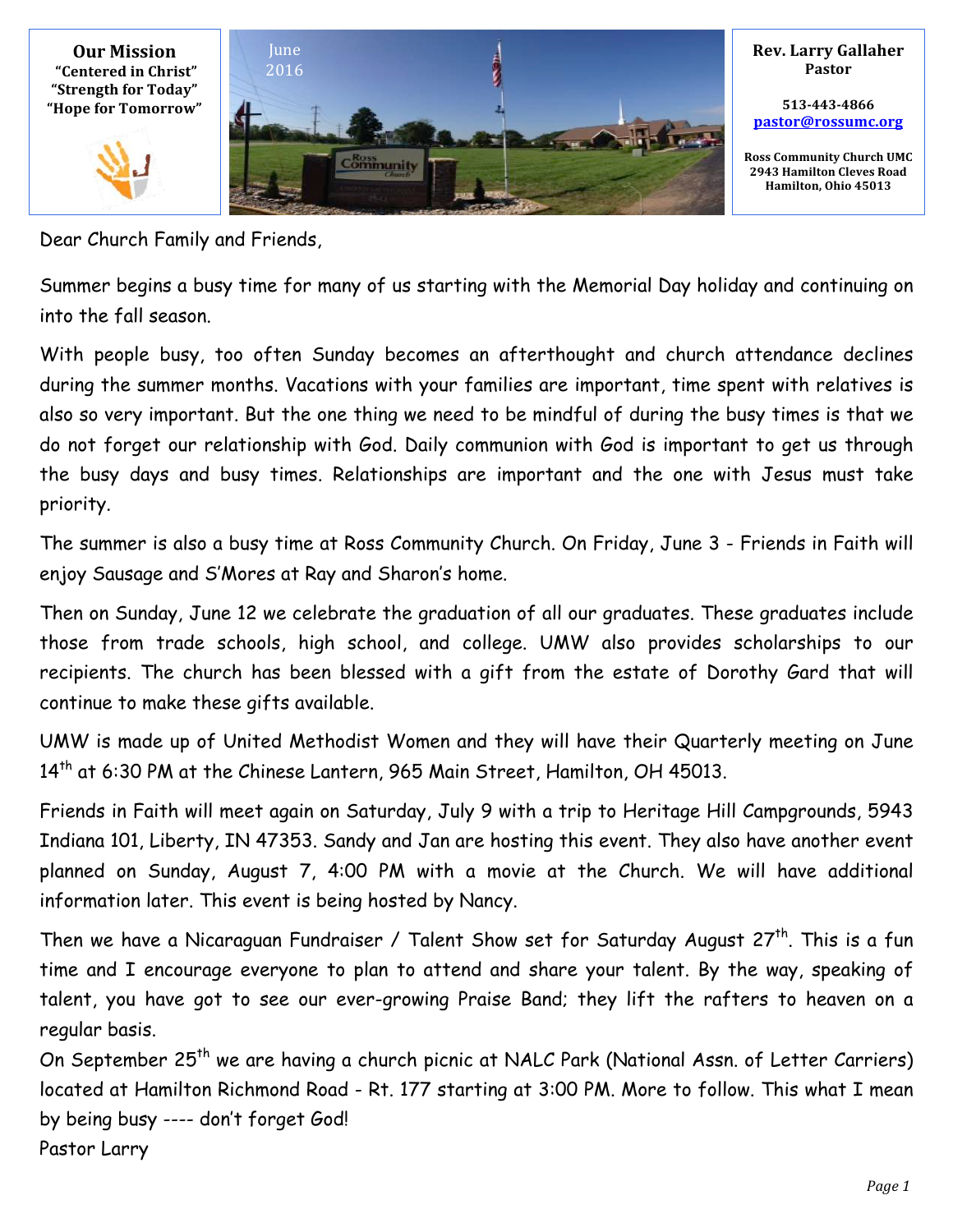**Our Mission**
"Centered in Christ"
"Strength for Today"
"Hope for Tomorrow"

June
2016

**Rev. Larry Gallaher**
**Pastor**

**513-443-4866**
**pastor@rossumc.org**

**Ross Community Church UMC**
**2943 Hamilton Cleves Road**
**Hamilton, Ohio 45013**

Dear Church Family and Friends,

Summer begins a busy time for many of us starting with the Memorial Day holiday and continuing on into the fall season.

With people busy, too often Sunday becomes an afterthought and church attendance declines during the summer months. Vacations with your families are important, time spent with relatives is also so very important. But the one thing we need to be mindful of during the busy times is that we do not forget our relationship with God. Daily communion with God is important to get us through the busy days and busy times. Relationships are important and the one with Jesus must take priority.

The summer is also a busy time at Ross Community Church. On Friday, June 3 - Friends in Faith will enjoy Sausage and S'Mores at Ray and Sharon's home.

Then on Sunday, June 12 we celebrate the graduation of all our graduates. These graduates include those from trade schools, high school, and college. UMW also provides scholarships to our recipients. The church has been blessed with a gift from the estate of Dorothy Gard that will continue to make these gifts available.

UMW is made up of United Methodist Women and they will have their Quarterly meeting on June 14th at 6:30 PM at the Chinese Lantern, 965 Main Street, Hamilton, OH 45013.

Friends in Faith will meet again on Saturday, July 9 with a trip to Heritage Hill Campgrounds, 5943 Indiana 101, Liberty, IN 47353. Sandy and Jan are hosting this event. They also have another event planned on Sunday, August 7, 4:00 PM with a movie at the Church. We will have additional information later. This event is being hosted by Nancy.

Then we have a Nicaraguan Fundraiser / Talent Show set for Saturday August 27th. This is a fun time and I encourage everyone to plan to attend and share your talent. By the way, speaking of talent, you have got to see our ever-growing Praise Band; they lift the rafters to heaven on a regular basis.

On September 25th we are having a church picnic at NALC Park (National Assn. of Letter Carriers) located at Hamilton Richmond Road - Rt. 177 starting at 3:00 PM. More to follow. This what I mean by being busy ---- don't forget God!

Pastor Larry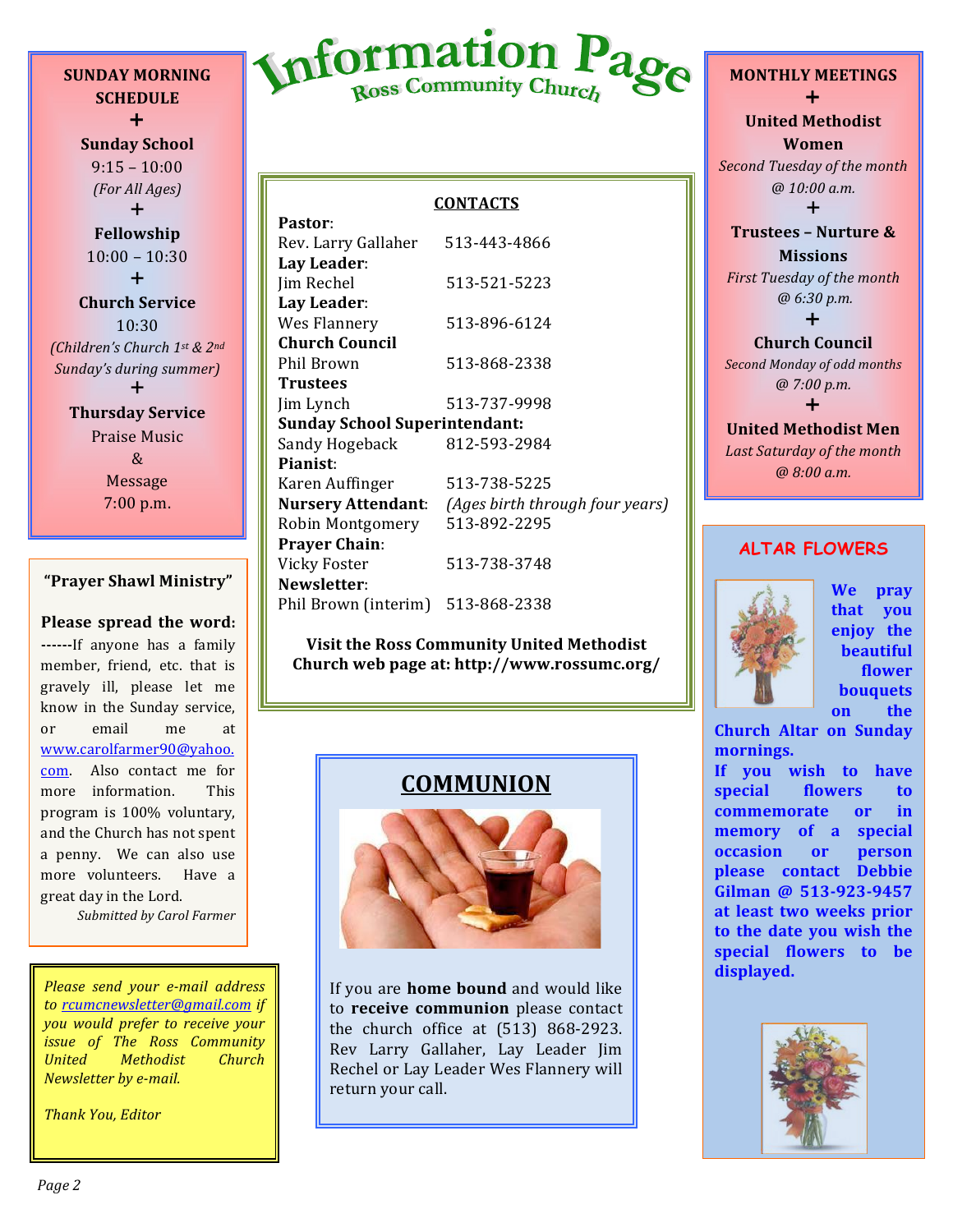# Information Page

## Ross Community Church

**SUNDAY MORNING SCHEDULE**

+

**Sunday School**
9:15 – 10:00
*(For All Ages)*

+

**Fellowship**
10:00 – 10:30

+

**Church Service**
10:30
*(Children's Church 1st & 2nd Sunday's during summer)*

+

**Thursday Service**
Praise Music
&
Message
7:00 p.m.

**"Prayer Shawl Ministry"**

**Please spread the word:**
**------**If anyone has a family member, friend, etc. that is gravely ill, please let me know in the Sunday service, or email me at www.carolfarmer90@yahoo.com. Also contact me for more information. This program is 100% voluntary, and the Church has not spent a penny. We can also use more volunteers. Have a great day in the Lord.

*Submitted by Carol Farmer*

*Please send your e-mail address to rcumcnewsletter@gmail.com if you would prefer to receive your issue of The Ross Community United Methodist Church Newsletter by e-mail.*

*Thank You, Editor*

**CONTACTS**

**Pastor**:
Rev. Larry Gallaher 513-443-4866
**Lay Leader**:
Jim Rechel 513-521-5223
**Lay Leader**:
Wes Flannery 513-896-6124
**Church Council**
Phil Brown 513-868-2338
**Trustees**
Jim Lynch 513-737-9998
**Sunday School Superintendant:**
Sandy Hogeback 812-593-2984
**Pianist**:
Karen Auffinger 513-738-5225
**Nursery Attendant**: *(Ages birth through four years)*
Robin Montgomery 513-892-2295
**Prayer Chain**:
Vicky Foster 513-738-3748
**Newsletter**:
Phil Brown (interim) 513-868-2338

**Visit the Ross Community United Methodist Church web page at: http://www.rossumc.org/**

## COMMUNION

If you are **home bound** and would like to **receive communion** please contact the church office at (513) 868-2923. Rev Larry Gallaher, Lay Leader Jim Rechel or Lay Leader Wes Flannery will return your call.

**MONTHLY MEETINGS**

+

**United Methodist Women**
*Second Tuesday of the month @ 10:00 a.m.*

+

**Trustees – Nurture & Missions**
*First Tuesday of the month @ 6:30 p.m.*

+

**Church Council**
*Second Monday of odd months @ 7:00 p.m.*

+

**United Methodist Men**
*Last Saturday of the month @ 8:00 a.m.*

**ALTAR FLOWERS**

**We pray that you enjoy the beautiful flower bouquets on the Church Altar on Sunday mornings.**
**If you wish to have special flowers to commemorate or in memory of a special occasion or person please contact Debbie Gilman @ 513-923-9457 at least two weeks prior to the date you wish the special flowers to be displayed.**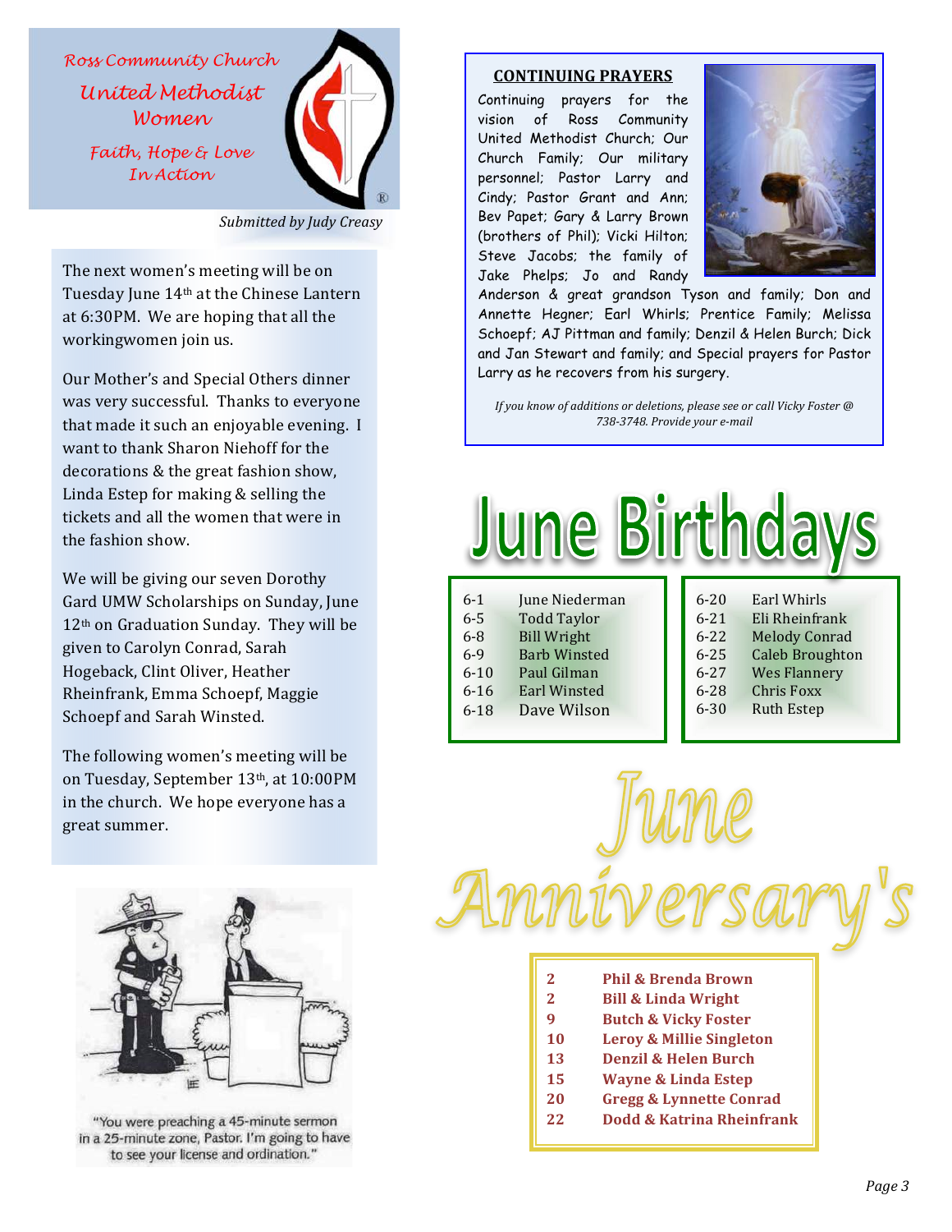## Ross Community Church

## United Methodist Women

*Faith, Hope & Love In Action*

*Submitted by Judy Creasy*

The next women's meeting will be on Tuesday June 14th at the Chinese Lantern at 6:30PM. We are hoping that all the workingwomen join us.

Our Mother's and Special Others dinner was very successful. Thanks to everyone that made it such an enjoyable evening. I want to thank Sharon Niehoff for the decorations & the great fashion show, Linda Estep for making & selling the tickets and all the women that were in the fashion show.

We will be giving our seven Dorothy Gard UMW Scholarships on Sunday, June 12th on Graduation Sunday. They will be given to Carolyn Conrad, Sarah Hogeback, Clint Oliver, Heather Rheinfrank, Emma Schoepf, Maggie Schoepf and Sarah Winsted.

The following women's meeting will be on Tuesday, September 13th, at 10:00PM in the church. We hope everyone has a great summer.

"You were preaching a 45-minute sermon in a 25-minute zone, Pastor. I'm going to have to see your license and ordination."

## CONTINUING PRAYERS

Continuing prayers for the vision of Ross Community United Methodist Church; Our Church Family; Our military personnel; Pastor Larry and Cindy; Pastor Grant and Ann; Bev Papet; Gary & Larry Brown (brothers of Phil); Vicki Hilton; Steve Jacobs; the family of Jake Phelps; Jo and Randy Anderson & great grandson Tyson and family; Don and Annette Hegner; Earl Whirls; Prentice Family; Melissa Schoepf; AJ Pittman and family; Denzil & Helen Burch; Dick and Jan Stewart and family; and Special prayers for Pastor Larry as he recovers from his surgery.

*If you know of additions or deletions, please see or call Vicky Foster @ 738-3748. Provide your e-mail*

## June Birthdays

| Date | Name |
|---|---|
| 6-1 | June Niederman |
| 6-5 | Todd Taylor |
| 6-8 | Bill Wright |
| 6-9 | Barb Winsted |
| 6-10 | Paul Gilman |
| 6-16 | Earl Winsted |
| 6-18 | Dave Wilson |
| 6-20 | Earl Whirls |
| 6-21 | Eli Rheinfrank |
| 6-22 | Melody Conrad |
| 6-25 | Caleb Broughton |
| 6-27 | Wes Flannery |
| 6-28 | Chris Foxx |
| 6-30 | Ruth Estep |

## June Anniversary's

| Day | Couple |
|---|---|
| **2** | **Phil & Brenda Brown** |
| **2** | **Bill & Linda Wright** |
| **9** | **Butch & Vicky Foster** |
| **10** | **Leroy & Millie Singleton** |
| **13** | **Denzil & Helen Burch** |
| **15** | **Wayne & Linda Estep** |
| **20** | **Gregg & Lynnette Conrad** |
| **22** | **Dodd & Katrina Rheinfrank** |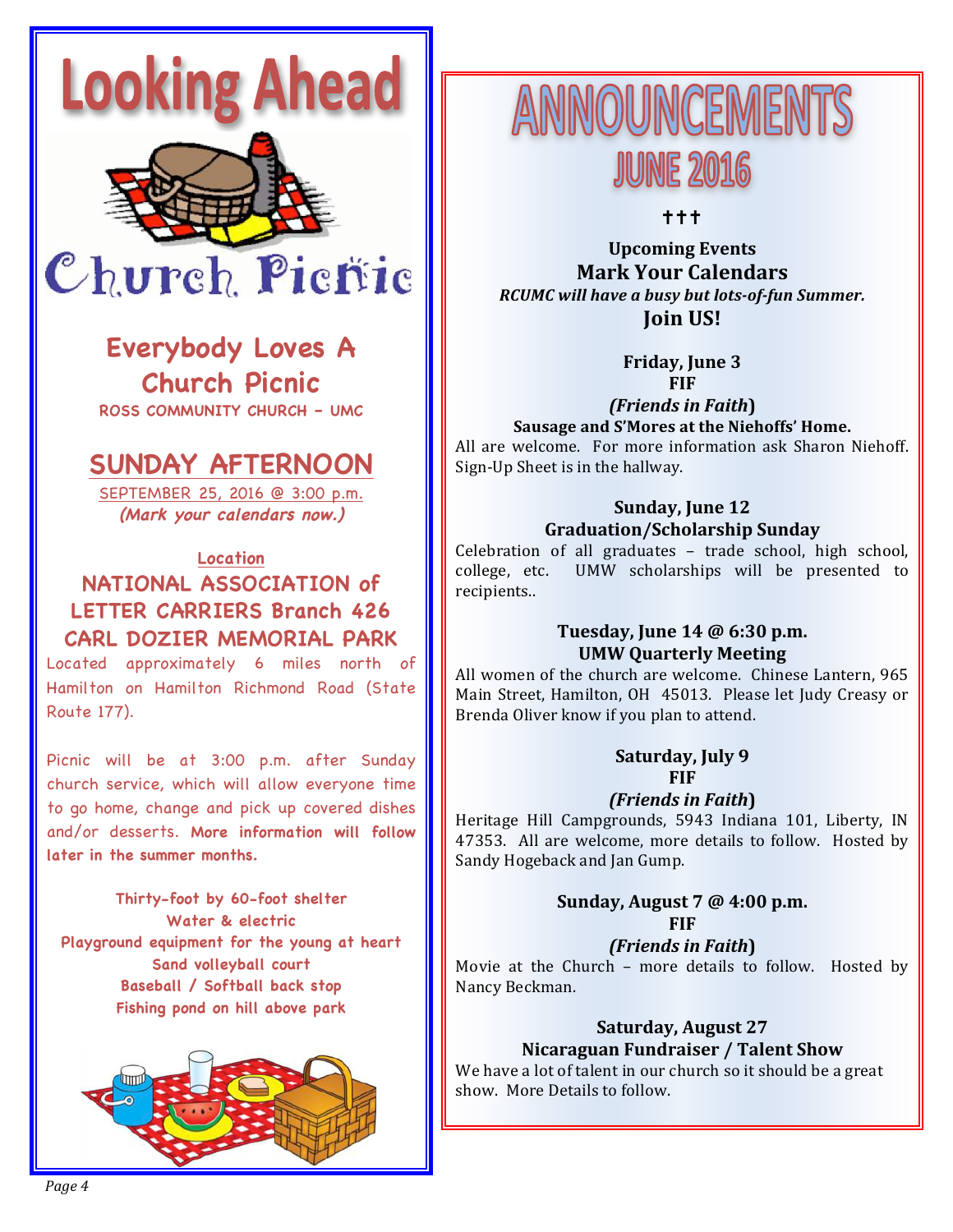# Looking Ahead

## Church Picnic

### Everybody Loves A Church Picnic

**ROSS COMMUNITY CHURCH – UMC**

### SUNDAY AFTERNOON

SEPTEMBER 25, 2016 @ 3:00 p.m.
***(Mark your calendars now.)***

**Location**

**NATIONAL ASSOCIATION of LETTER CARRIERS Branch 426 CARL DOZIER MEMORIAL PARK**

Located approximately 6 miles north of Hamilton on Hamilton Richmond Road (State Route 177).

Picnic will be at 3:00 p.m. after Sunday church service, which will allow everyone time to go home, change and pick up covered dishes and/or desserts. **More information will follow later in the summer months.**

**Thirty-foot by 60-foot shelter**
**Water & electric**
**Playground equipment for the young at heart**
**Sand volleyball court**
**Baseball / Softball back stop**
**Fishing pond on hill above park**

# ANNOUNCEMENTS
## JUNE 2016

†††

**Upcoming Events**
**Mark Your Calendars**
***RCUMC will have a busy but lots-of-fun Summer.***
**Join US!**

**Friday, June 3**
**FIF**
***(Friends in Faith)***
**Sausage and S'Mores at the Niehoffs' Home.**
All are welcome. For more information ask Sharon Niehoff. Sign-Up Sheet is in the hallway.

**Sunday, June 12**
**Graduation/Scholarship Sunday**
Celebration of all graduates – trade school, high school, college, etc. UMW scholarships will be presented to recipients..

**Tuesday, June 14 @ 6:30 p.m.**
**UMW Quarterly Meeting**
All women of the church are welcome. Chinese Lantern, 965 Main Street, Hamilton, OH 45013. Please let Judy Creasy or Brenda Oliver know if you plan to attend.

**Saturday, July 9**
**FIF**
***(Friends in Faith)***
Heritage Hill Campgrounds, 5943 Indiana 101, Liberty, IN 47353. All are welcome, more details to follow. Hosted by Sandy Hogeback and Jan Gump.

**Sunday, August 7 @ 4:00 p.m.**
**FIF**
***(Friends in Faith)***
Movie at the Church – more details to follow. Hosted by Nancy Beckman.

**Saturday, August 27**
**Nicaraguan Fundraiser / Talent Show**
We have a lot of talent in our church so it should be a great show. More Details to follow.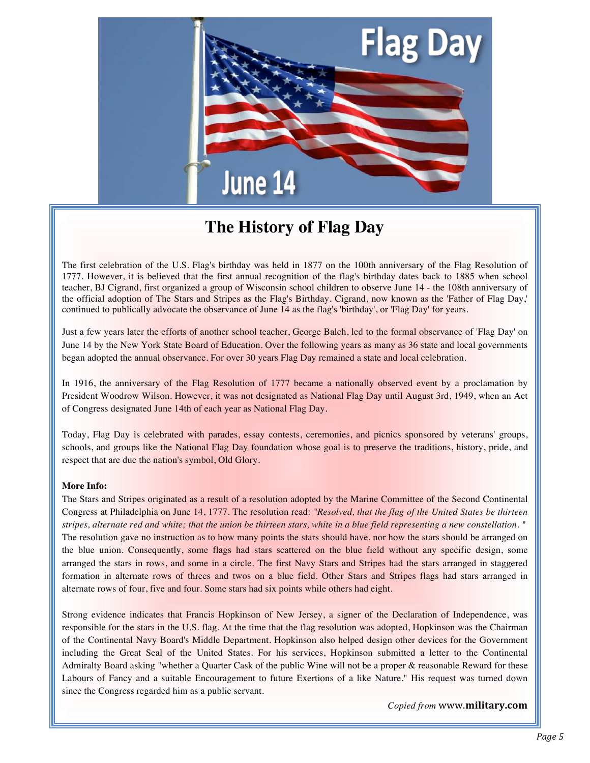# The History of Flag Day

The first celebration of the U.S. Flag's birthday was held in 1877 on the 100th anniversary of the Flag Resolution of 1777. However, it is believed that the first annual recognition of the flag's birthday dates back to 1885 when school teacher, BJ Cigrand, first organized a group of Wisconsin school children to observe June 14 - the 108th anniversary of the official adoption of The Stars and Stripes as the Flag's Birthday. Cigrand, now known as the 'Father of Flag Day,' continued to publically advocate the observance of June 14 as the flag's 'birthday', or 'Flag Day' for years.

Just a few years later the efforts of another school teacher, George Balch, led to the formal observance of 'Flag Day' on June 14 by the New York State Board of Education. Over the following years as many as 36 state and local governments began adopted the annual observance. For over 30 years Flag Day remained a state and local celebration.

In 1916, the anniversary of the Flag Resolution of 1777 became a nationally observed event by a proclamation by President Woodrow Wilson. However, it was not designated as National Flag Day until August 3rd, 1949, when an Act of Congress designated June 14th of each year as National Flag Day.

Today, Flag Day is celebrated with parades, essay contests, ceremonies, and picnics sponsored by veterans' groups, schools, and groups like the National Flag Day foundation whose goal is to preserve the traditions, history, pride, and respect that are due the nation's symbol, Old Glory.

**More Info:**

The Stars and Stripes originated as a result of a resolution adopted by the Marine Committee of the Second Continental Congress at Philadelphia on June 14, 1777. The resolution read: "*Resolved, that the flag of the United States be thirteen stripes, alternate red and white; that the union be thirteen stars, white in a blue field representing a new constellation.* " The resolution gave no instruction as to how many points the stars should have, nor how the stars should be arranged on the blue union. Consequently, some flags had stars scattered on the blue field without any specific design, some arranged the stars in rows, and some in a circle. The first Navy Stars and Stripes had the stars arranged in staggered formation in alternate rows of threes and twos on a blue field. Other Stars and Stripes flags had stars arranged in alternate rows of four, five and four. Some stars had six points while others had eight.

Strong evidence indicates that Francis Hopkinson of New Jersey, a signer of the Declaration of Independence, was responsible for the stars in the U.S. flag. At the time that the flag resolution was adopted, Hopkinson was the Chairman of the Continental Navy Board's Middle Department. Hopkinson also helped design other devices for the Government including the Great Seal of the United States. For his services, Hopkinson submitted a letter to the Continental Admiralty Board asking "whether a Quarter Cask of the public Wine will not be a proper & reasonable Reward for these Labours of Fancy and a suitable Encouragement to future Exertions of a like Nature." His request was turned down since the Congress regarded him as a public servant.

*Copied from* www.**military.com**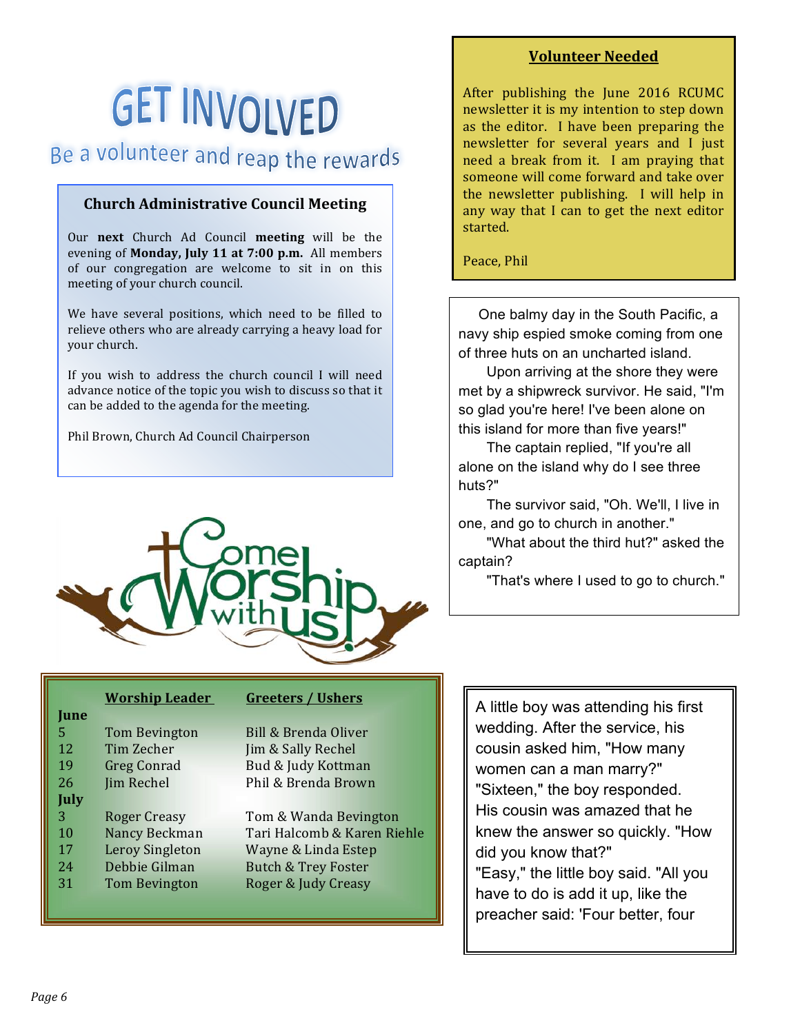# GET INVOLVED

## Be a volunteer and reap the rewards

### Church Administrative Council Meeting

Our **next** Church Ad Council **meeting** will be the evening of **Monday, July 11 at 7:00 p.m.** All members of our congregation are welcome to sit in on this meeting of your church council.

We have several positions, which need to be filled to relieve others who are already carrying a heavy load for your church.

If you wish to address the church council I will need advance notice of the topic you wish to discuss so that it can be added to the agenda for the meeting.

Phil Brown, Church Ad Council Chairperson

Come Worship with us!

| | Worship Leader | Greeters / Ushers |
|---|---|---|
| **June** | | |
| 5 | Tom Bevington | Bill & Brenda Oliver |
| 12 | Tim Zecher | Jim & Sally Rechel |
| 19 | Greg Conrad | Bud & Judy Kottman |
| 26 | Jim Rechel | Phil & Brenda Brown |
| **July** | | |
| 3 | Roger Creasy | Tom & Wanda Bevington |
| 10 | Nancy Beckman | Tari Halcomb & Karen Riehle |
| 17 | Leroy Singleton | Wayne & Linda Estep |
| 24 | Debbie Gilman | Butch & Trey Foster |
| 31 | Tom Bevington | Roger & Judy Creasy |

### Volunteer Needed

After publishing the June 2016 RCUMC newsletter it is my intention to step down as the editor. I have been preparing the newsletter for several years and I just need a break from it. I am praying that someone will come forward and take over the newsletter publishing. I will help in any way that I can to get the next editor started.

Peace, Phil

One balmy day in the South Pacific, a navy ship espied smoke coming from one of three huts on an uncharted island.

Upon arriving at the shore they were met by a shipwreck survivor. He said, "I'm so glad you're here! I've been alone on this island for more than five years!"

The captain replied, "If you're all alone on the island why do I see three huts?"

The survivor said, "Oh. We'll, I live in one, and go to church in another."

"What about the third hut?" asked the captain?

"That's where I used to go to church."

A little boy was attending his first wedding. After the service, his cousin asked him, "How many women can a man marry?" "Sixteen," the boy responded. His cousin was amazed that he knew the answer so quickly. "How did you know that?"
"Easy," the little boy said. "All you have to do is add it up, like the preacher said: 'Four better, four